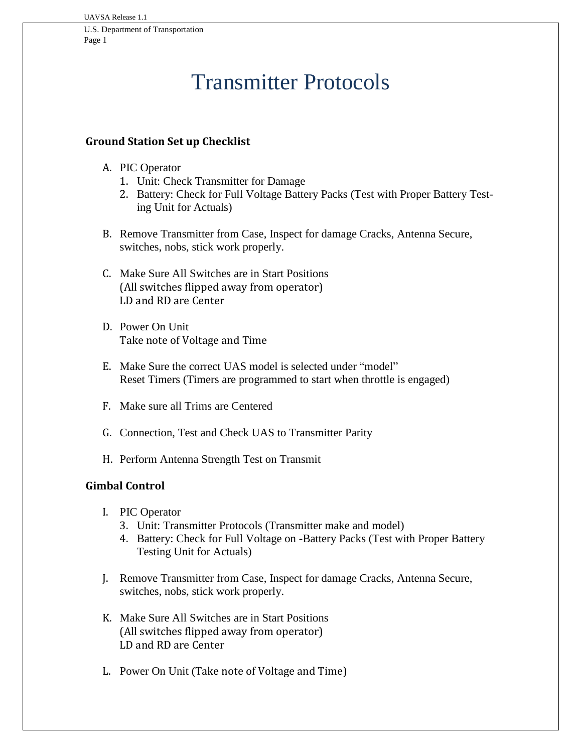# Transmitter Protocols

### Ground Station Set up Checklist

A. PIC Operator
   1. Unit: Check Transmitter for Damage
   2. Battery: Check for Full Voltage Battery Packs (Test with Proper Battery Testing Unit for Actuals)

B. Remove Transmitter from Case, Inspect for damage Cracks, Antenna Secure, switches, nobs, stick work properly.

C. Make Sure All Switches are in Start Positions
   (All switches flipped away from operator)
   LD and RD are Center

D. Power On Unit
   Take note of Voltage and Time

E. Make Sure the correct UAS model is selected under "model"
   Reset Timers (Timers are programmed to start when throttle is engaged)

F. Make sure all Trims are Centered

G. Connection, Test and Check UAS to Transmitter Parity

H. Perform Antenna Strength Test on Transmit

### Gimbal Control

I. PIC Operator
   3. Unit: Transmitter Protocols (Transmitter make and model)
   4. Battery: Check for Full Voltage on -Battery Packs (Test with Proper Battery Testing Unit for Actuals)

J. Remove Transmitter from Case, Inspect for damage Cracks, Antenna Secure, switches, nobs, stick work properly.

K. Make Sure All Switches are in Start Positions
   (All switches flipped away from operator)
   LD and RD are Center

L. Power On Unit (Take note of Voltage and Time)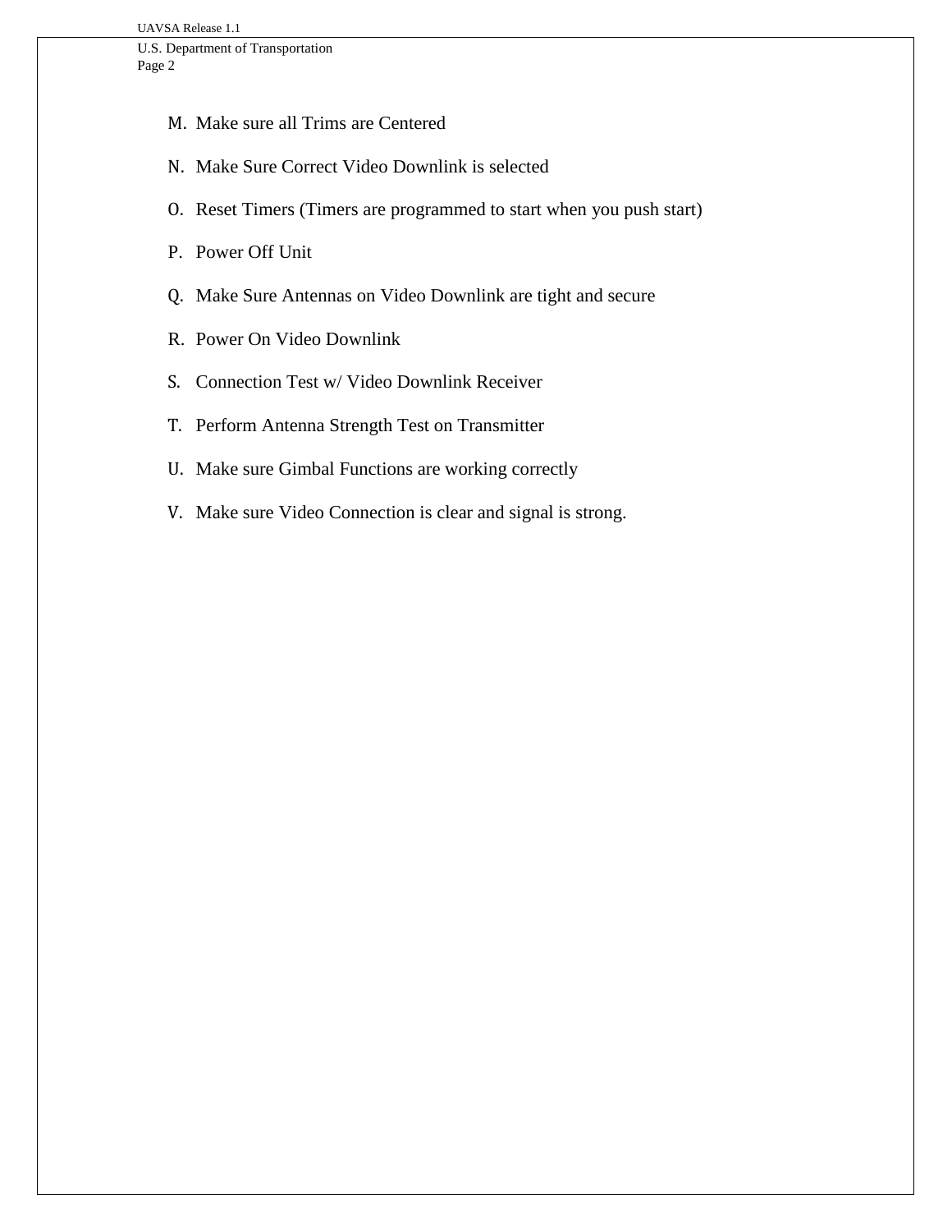M. Make sure all Trims are Centered

N. Make Sure Correct Video Downlink is selected

O. Reset Timers (Timers are programmed to start when you push start)

P. Power Off Unit

Q. Make Sure Antennas on Video Downlink are tight and secure

R. Power On Video Downlink

S. Connection Test w/ Video Downlink Receiver

T. Perform Antenna Strength Test on Transmitter

U. Make sure Gimbal Functions are working correctly

V. Make sure Video Connection is clear and signal is strong.